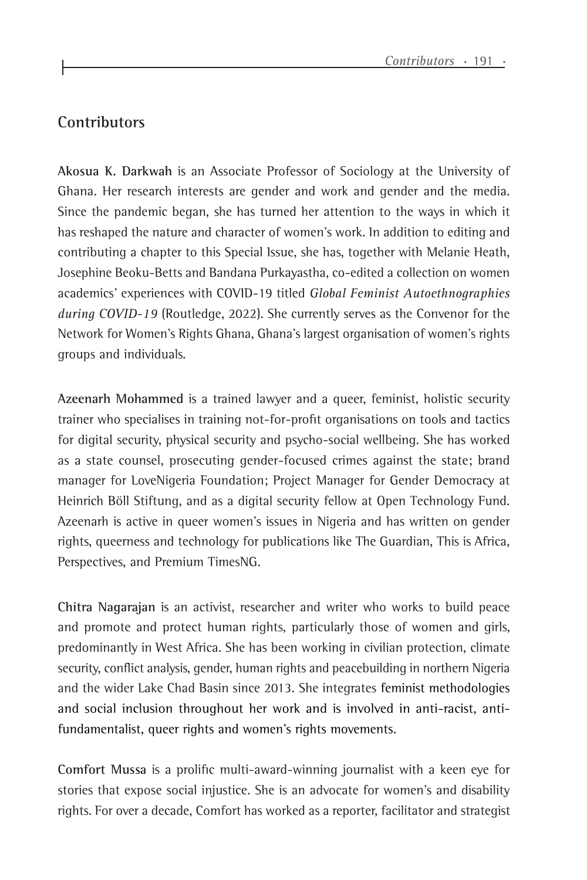## Contributors

**Akosua K. Darkwah** is an Associate Professor of Sociology at the University of Ghana. Her research interests are gender and work and gender and the media. Since the pandemic began, she has turned her attention to the ways in which it has reshaped the nature and character of women's work. In addition to editing and contributing a chapter to this Special Issue, she has, together with Melanie Heath, Josephine Beoku-Betts and Bandana Purkayastha, co-edited a collection on women academics' experiences with COVID-19 titled *Global Feminist Autoethnographies during COVID-19* (Routledge, 2022). She currently serves as the Convenor for the Network for Women's Rights Ghana, Ghana's largest organisation of women's rights groups and individuals.

**Azeenarh Mohammed** is a trained lawyer and a queer, feminist, holistic security trainer who specialises in training not-for-profit organisations on tools and tactics for digital security, physical security and psycho-social wellbeing. She has worked as a state counsel, prosecuting gender-focused crimes against the state; brand manager for LoveNigeria Foundation; Project Manager for Gender Democracy at Heinrich Böll Stiftung, and as a digital security fellow at Open Technology Fund. Azeenarh is active in queer women's issues in Nigeria and has written on gender rights, queerness and technology for publications like The Guardian, This is Africa, Perspectives, and Premium TimesNG.

**Chitra Nagarajan** is an activist, researcher and writer who works to build peace and promote and protect human rights, particularly those of women and girls, predominantly in West Africa. She has been working in civilian protection, climate security, conflict analysis, gender, human rights and peacebuilding in northern Nigeria and the wider Lake Chad Basin since 2013. She integrates feminist methodologies and social inclusion throughout her work and is involved in anti-racist, anti-fundamentalist, queer rights and women's rights movements.

**Comfort Mussa** is a prolific multi-award-winning journalist with a keen eye for stories that expose social injustice. She is an advocate for women's and disability rights. For over a decade, Comfort has worked as a reporter, facilitator and strategist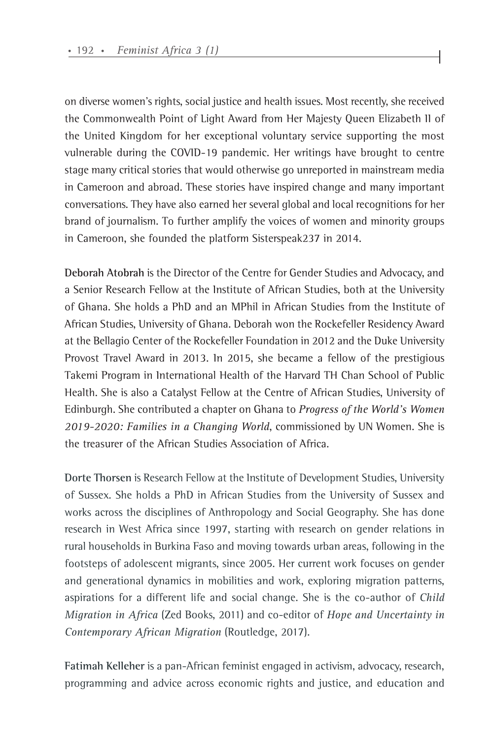on diverse women's rights, social justice and health issues. Most recently, she received the Commonwealth Point of Light Award from Her Majesty Queen Elizabeth II of the United Kingdom for her exceptional voluntary service supporting the most vulnerable during the COVID-19 pandemic. Her writings have brought to centre stage many critical stories that would otherwise go unreported in mainstream media in Cameroon and abroad. These stories have inspired change and many important conversations. They have also earned her several global and local recognitions for her brand of journalism. To further amplify the voices of women and minority groups in Cameroon, she founded the platform Sisterspeak237 in 2014.

**Deborah Atobrah** is the Director of the Centre for Gender Studies and Advocacy, and a Senior Research Fellow at the Institute of African Studies, both at the University of Ghana. She holds a PhD and an MPhil in African Studies from the Institute of African Studies, University of Ghana. Deborah won the Rockefeller Residency Award at the Bellagio Center of the Rockefeller Foundation in 2012 and the Duke University Provost Travel Award in 2013. In 2015, she became a fellow of the prestigious Takemi Program in International Health of the Harvard TH Chan School of Public Health. She is also a Catalyst Fellow at the Centre of African Studies, University of Edinburgh. She contributed a chapter on Ghana to *Progress of the World's Women 2019-2020: Families in a Changing World*, commissioned by UN Women. She is the treasurer of the African Studies Association of Africa.

**Dorte Thorsen** is Research Fellow at the Institute of Development Studies, University of Sussex. She holds a PhD in African Studies from the University of Sussex and works across the disciplines of Anthropology and Social Geography. She has done research in West Africa since 1997, starting with research on gender relations in rural households in Burkina Faso and moving towards urban areas, following in the footsteps of adolescent migrants, since 2005. Her current work focuses on gender and generational dynamics in mobilities and work, exploring migration patterns, aspirations for a different life and social change. She is the co-author of *Child Migration in Africa* (Zed Books, 2011) and co-editor of *Hope and Uncertainty in Contemporary African Migration* (Routledge, 2017).

**Fatimah Kelleher** is a pan-African feminist engaged in activism, advocacy, research, programming and advice across economic rights and justice, and education and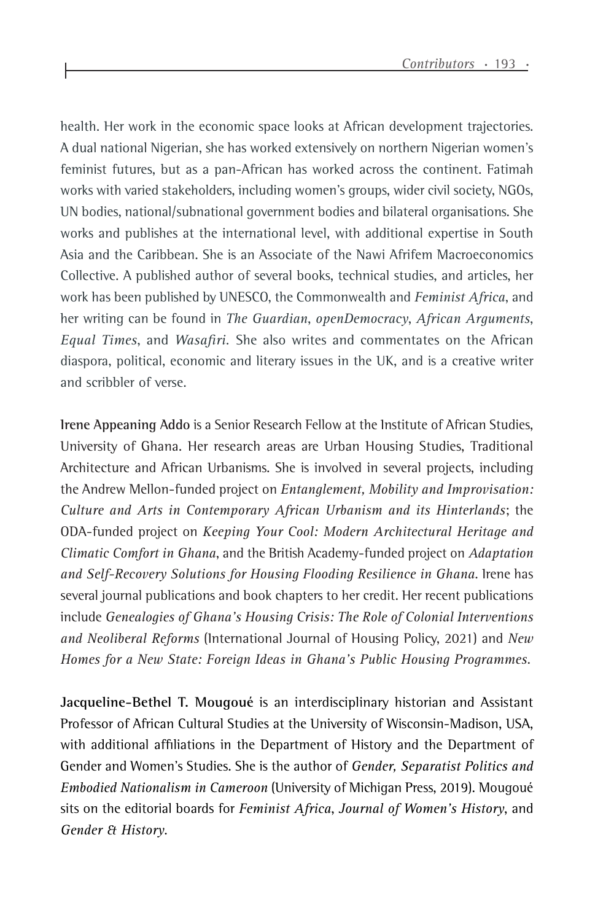health. Her work in the economic space looks at African development trajectories. A dual national Nigerian, she has worked extensively on northern Nigerian women's feminist futures, but as a pan-African has worked across the continent. Fatimah works with varied stakeholders, including women's groups, wider civil society, NGOs, UN bodies, national/subnational government bodies and bilateral organisations. She works and publishes at the international level, with additional expertise in South Asia and the Caribbean. She is an Associate of the Nawi Afrifem Macroeconomics Collective. A published author of several books, technical studies, and articles, her work has been published by UNESCO, the Commonwealth and *Feminist Africa*, and her writing can be found in *The Guardian*, *openDemocracy*, *African Arguments*, *Equal Times*, and *Wasafiri*. She also writes and commentates on the African diaspora, political, economic and literary issues in the UK, and is a creative writer and scribbler of verse.

**Irene Appeaning Addo** is a Senior Research Fellow at the Institute of African Studies, University of Ghana. Her research areas are Urban Housing Studies, Traditional Architecture and African Urbanisms. She is involved in several projects, including the Andrew Mellon-funded project on *Entanglement, Mobility and Improvisation: Culture and Arts in Contemporary African Urbanism and its Hinterlands*; the ODA-funded project on *Keeping Your Cool: Modern Architectural Heritage and Climatic Comfort in Ghana*, and the British Academy-funded project on *Adaptation and Self-Recovery Solutions for Housing Flooding Resilience in Ghana*. Irene has several journal publications and book chapters to her credit. Her recent publications include *Genealogies of Ghana's Housing Crisis: The Role of Colonial Interventions and Neoliberal Reforms* (International Journal of Housing Policy, 2021) and *New Homes for a New State: Foreign Ideas in Ghana's Public Housing Programmes*.

**Jacqueline-Bethel T. Mougoué** is an interdisciplinary historian and Assistant Professor of African Cultural Studies at the University of Wisconsin-Madison, USA, with additional affiliations in the Department of History and the Department of Gender and Women's Studies. She is the author of *Gender, Separatist Politics and Embodied Nationalism in Cameroon* (University of Michigan Press, 2019). Mougoué sits on the editorial boards for *Feminist Africa*, *Journal of Women's History*, and *Gender & History*.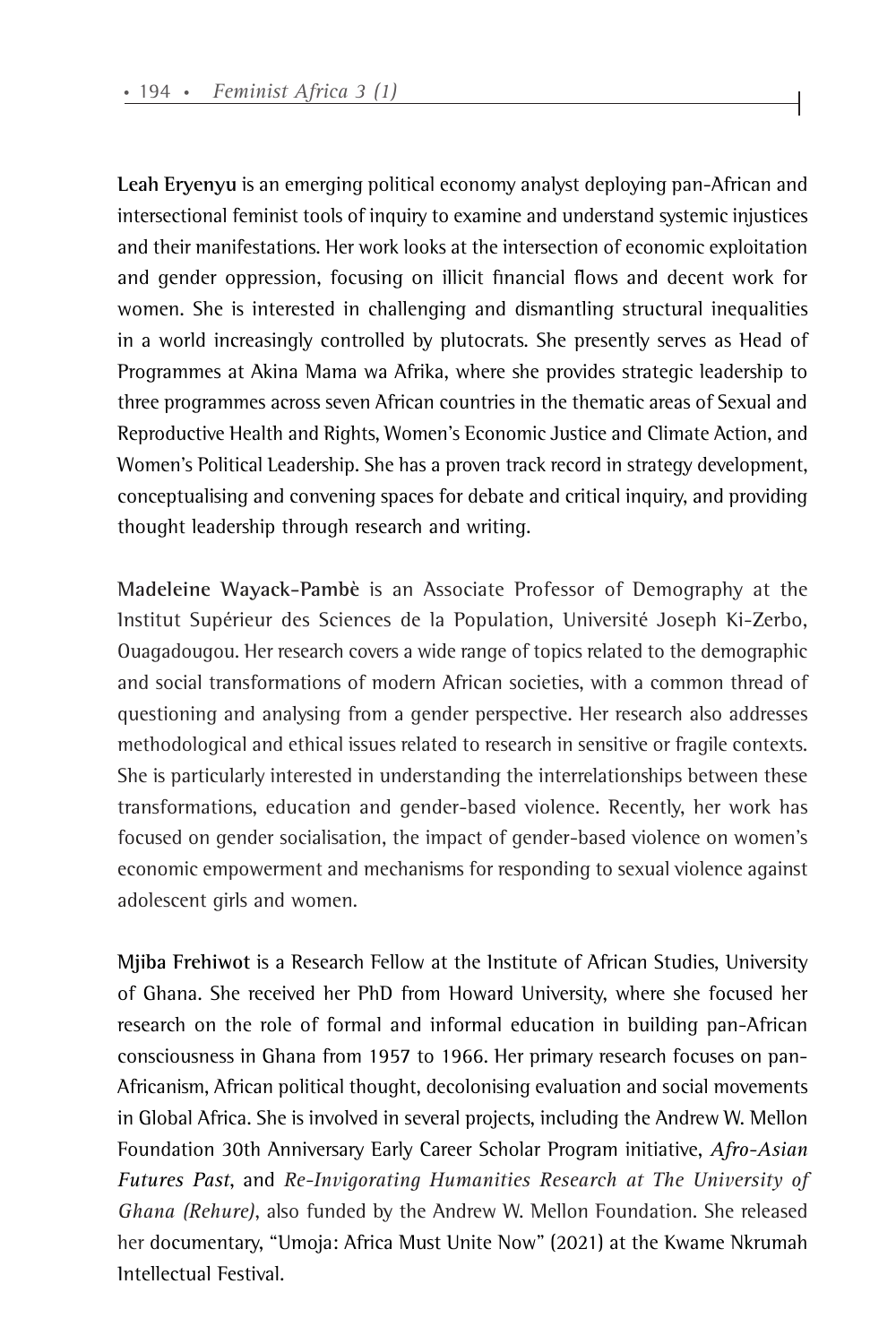**Leah Eryenyu** is an emerging political economy analyst deploying pan-African and intersectional feminist tools of inquiry to examine and understand systemic injustices and their manifestations. Her work looks at the intersection of economic exploitation and gender oppression, focusing on illicit financial flows and decent work for women. She is interested in challenging and dismantling structural inequalities in a world increasingly controlled by plutocrats. She presently serves as Head of Programmes at Akina Mama wa Afrika, where she provides strategic leadership to three programmes across seven African countries in the thematic areas of Sexual and Reproductive Health and Rights, Women's Economic Justice and Climate Action, and Women's Political Leadership. She has a proven track record in strategy development, conceptualising and convening spaces for debate and critical inquiry, and providing thought leadership through research and writing.

**Madeleine Wayack-Pambè** is an Associate Professor of Demography at the Institut Supérieur des Sciences de la Population, Université Joseph Ki-Zerbo, Ouagadougou. Her research covers a wide range of topics related to the demographic and social transformations of modern African societies, with a common thread of questioning and analysing from a gender perspective. Her research also addresses methodological and ethical issues related to research in sensitive or fragile contexts. She is particularly interested in understanding the interrelationships between these transformations, education and gender-based violence. Recently, her work has focused on gender socialisation, the impact of gender-based violence on women's economic empowerment and mechanisms for responding to sexual violence against adolescent girls and women.

**Mjiba Frehiwot** is a Research Fellow at the Institute of African Studies, University of Ghana. She received her PhD from Howard University, where she focused her research on the role of formal and informal education in building pan-African consciousness in Ghana from 1957 to 1966. Her primary research focuses on pan-Africanism, African political thought, decolonising evaluation and social movements in Global Africa. She is involved in several projects, including the Andrew W. Mellon Foundation 30th Anniversary Early Career Scholar Program initiative, *Afro-Asian Futures Past*, and *Re-Invigorating Humanities Research at The University of Ghana (Rehure)*, also funded by the Andrew W. Mellon Foundation. She released her documentary, "Umoja: Africa Must Unite Now" (2021) at the Kwame Nkrumah Intellectual Festival.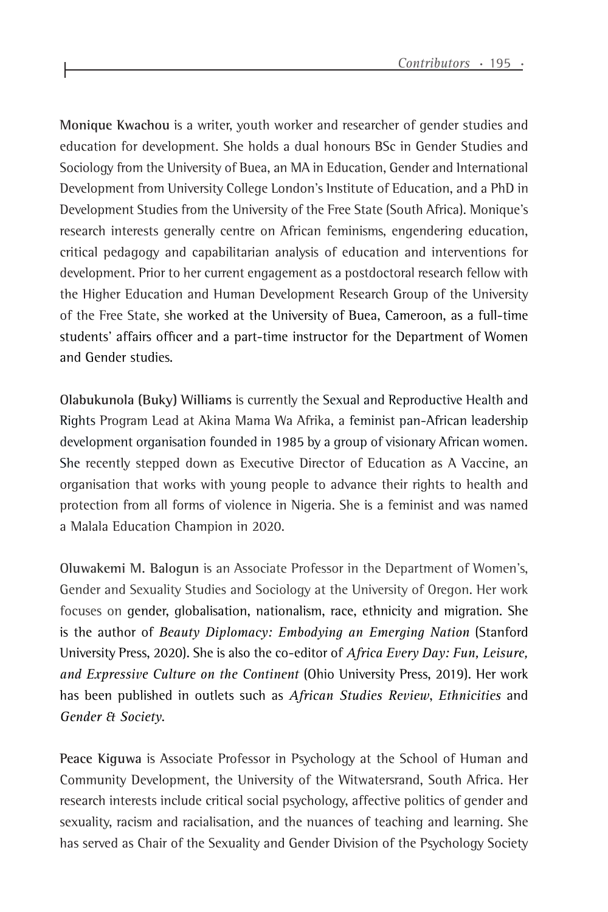**Monique Kwachou** is a writer, youth worker and researcher of gender studies and education for development. She holds a dual honours BSc in Gender Studies and Sociology from the University of Buea, an MA in Education, Gender and International Development from University College London's Institute of Education, and a PhD in Development Studies from the University of the Free State (South Africa). Monique's research interests generally centre on African feminisms, engendering education, critical pedagogy and capabilitarian analysis of education and interventions for development. Prior to her current engagement as a postdoctoral research fellow with the Higher Education and Human Development Research Group of the University of the Free State, she worked at the University of Buea, Cameroon, as a full-time students' affairs officer and a part-time instructor for the Department of Women and Gender studies.

**Olabukunola (Buky) Williams** is currently the Sexual and Reproductive Health and Rights Program Lead at Akina Mama Wa Afrika, a feminist pan-African leadership development organisation founded in 1985 by a group of visionary African women. She recently stepped down as Executive Director of Education as A Vaccine, an organisation that works with young people to advance their rights to health and protection from all forms of violence in Nigeria. She is a feminist and was named a Malala Education Champion in 2020.

**Oluwakemi M. Balogun** is an Associate Professor in the Department of Women's, Gender and Sexuality Studies and Sociology at the University of Oregon. Her work focuses on gender, globalisation, nationalism, race, ethnicity and migration. She is the author of *Beauty Diplomacy: Embodying an Emerging Nation* (Stanford University Press, 2020). She is also the co-editor of *Africa Every Day: Fun, Leisure, and Expressive Culture on the Continent* (Ohio University Press, 2019). Her work has been published in outlets such as *African Studies Review*, *Ethnicities* and *Gender & Society*.

**Peace Kiguwa** is Associate Professor in Psychology at the School of Human and Community Development, the University of the Witwatersrand, South Africa. Her research interests include critical social psychology, affective politics of gender and sexuality, racism and racialisation, and the nuances of teaching and learning. She has served as Chair of the Sexuality and Gender Division of the Psychology Society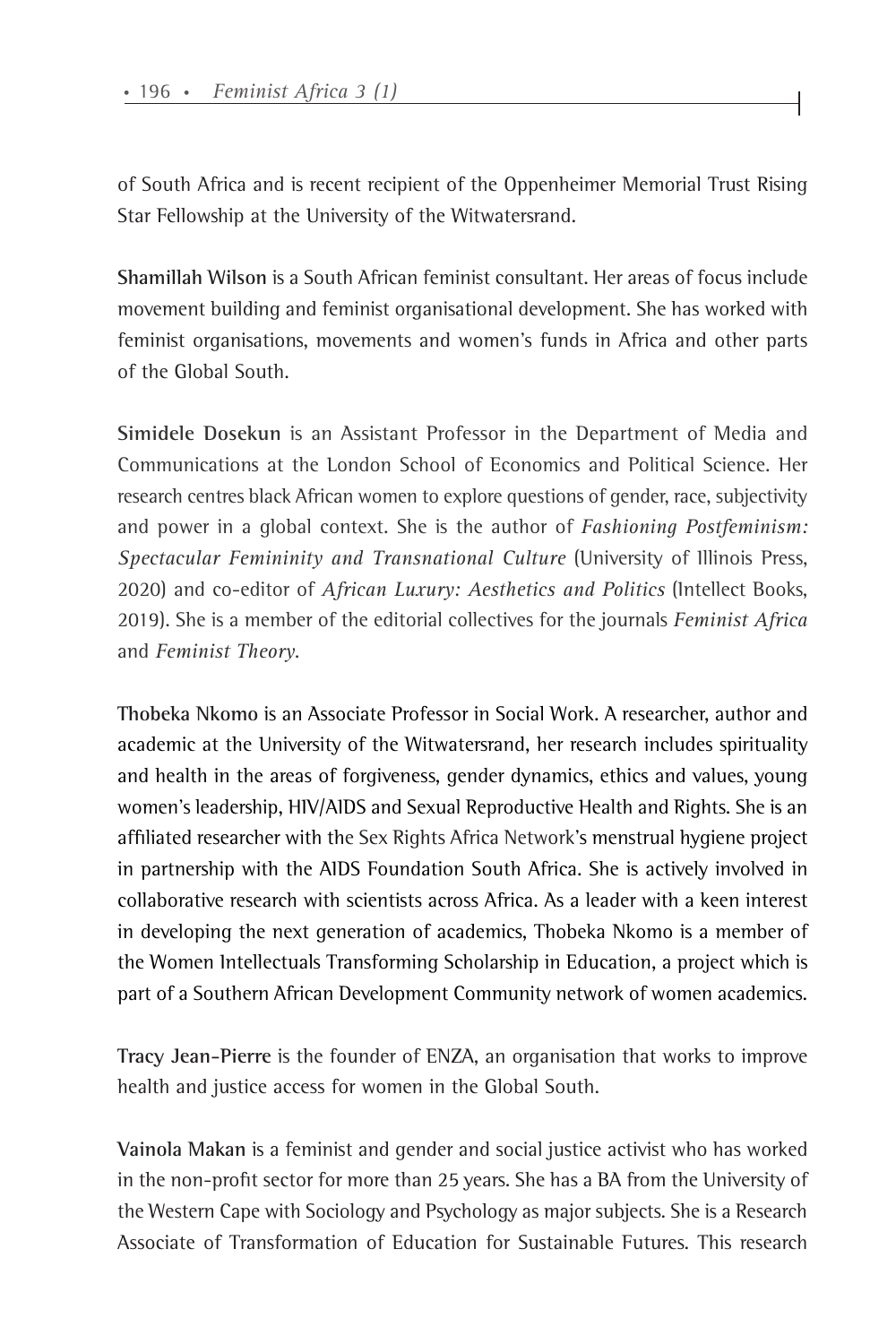of South Africa and is recent recipient of the Oppenheimer Memorial Trust Rising Star Fellowship at the University of the Witwatersrand.

**Shamillah Wilson** is a South African feminist consultant. Her areas of focus include movement building and feminist organisational development. She has worked with feminist organisations, movements and women's funds in Africa and other parts of the Global South.

**Simidele Dosekun** is an Assistant Professor in the Department of Media and Communications at the London School of Economics and Political Science. Her research centres black African women to explore questions of gender, race, subjectivity and power in a global context. She is the author of *Fashioning Postfeminism: Spectacular Femininity and Transnational Culture* (University of Illinois Press, 2020) and co-editor of *African Luxury: Aesthetics and Politics* (Intellect Books, 2019). She is a member of the editorial collectives for the journals *Feminist Africa* and *Feminist Theory*.

**Thobeka Nkomo** is an Associate Professor in Social Work. A researcher, author and academic at the University of the Witwatersrand, her research includes spirituality and health in the areas of forgiveness, gender dynamics, ethics and values, young women's leadership, HIV/AIDS and Sexual Reproductive Health and Rights. She is an affiliated researcher with the Sex Rights Africa Network's menstrual hygiene project in partnership with the AIDS Foundation South Africa. She is actively involved in collaborative research with scientists across Africa. As a leader with a keen interest in developing the next generation of academics, Thobeka Nkomo is a member of the Women Intellectuals Transforming Scholarship in Education, a project which is part of a Southern African Development Community network of women academics.

**Tracy Jean-Pierre** is the founder of ENZA, an organisation that works to improve health and justice access for women in the Global South.

**Vainola Makan** is a feminist and gender and social justice activist who has worked in the non-profit sector for more than 25 years. She has a BA from the University of the Western Cape with Sociology and Psychology as major subjects. She is a Research Associate of Transformation of Education for Sustainable Futures. This research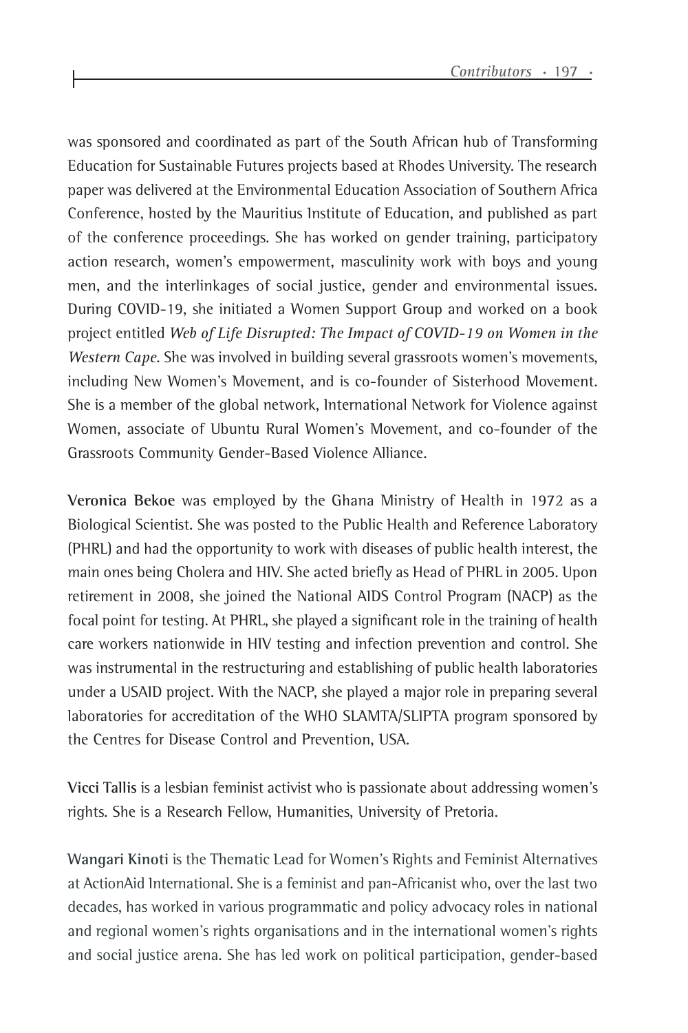was sponsored and coordinated as part of the South African hub of Transforming Education for Sustainable Futures projects based at Rhodes University. The research paper was delivered at the Environmental Education Association of Southern Africa Conference, hosted by the Mauritius Institute of Education, and published as part of the conference proceedings. She has worked on gender training, participatory action research, women's empowerment, masculinity work with boys and young men, and the interlinkages of social justice, gender and environmental issues. During COVID-19, she initiated a Women Support Group and worked on a book project entitled *Web of Life Disrupted: The Impact of COVID-19 on Women in the Western Cape*. She was involved in building several grassroots women's movements, including New Women's Movement, and is co-founder of Sisterhood Movement. She is a member of the global network, International Network for Violence against Women, associate of Ubuntu Rural Women's Movement, and co-founder of the Grassroots Community Gender-Based Violence Alliance.

**Veronica Bekoe** was employed by the Ghana Ministry of Health in 1972 as a Biological Scientist. She was posted to the Public Health and Reference Laboratory (PHRL) and had the opportunity to work with diseases of public health interest, the main ones being Cholera and HIV. She acted briefly as Head of PHRL in 2005. Upon retirement in 2008, she joined the National AIDS Control Program (NACP) as the focal point for testing. At PHRL, she played a significant role in the training of health care workers nationwide in HIV testing and infection prevention and control. She was instrumental in the restructuring and establishing of public health laboratories under a USAID project. With the NACP, she played a major role in preparing several laboratories for accreditation of the WHO SLAMTA/SLIPTA program sponsored by the Centres for Disease Control and Prevention, USA.

**Vicci Tallis** is a lesbian feminist activist who is passionate about addressing women's rights. She is a Research Fellow, Humanities, University of Pretoria.

**Wangari Kinoti** is the Thematic Lead for Women's Rights and Feminist Alternatives at ActionAid International. She is a feminist and pan-Africanist who, over the last two decades, has worked in various programmatic and policy advocacy roles in national and regional women's rights organisations and in the international women's rights and social justice arena. She has led work on political participation, gender-based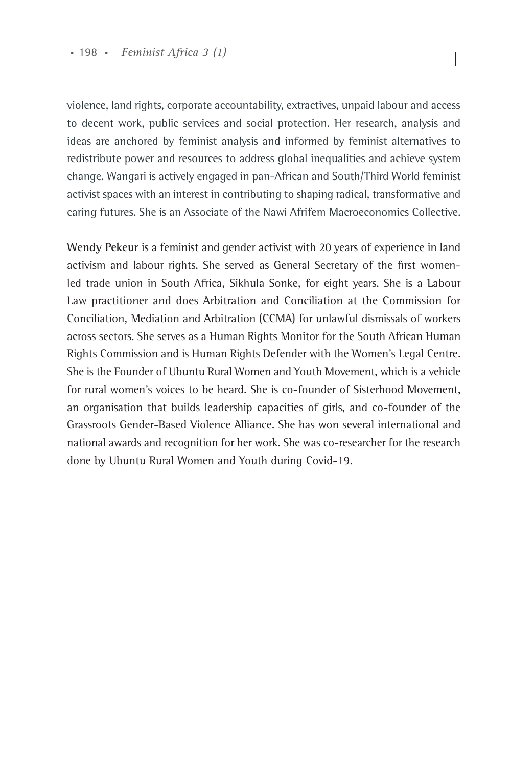violence, land rights, corporate accountability, extractives, unpaid labour and access to decent work, public services and social protection. Her research, analysis and ideas are anchored by feminist analysis and informed by feminist alternatives to redistribute power and resources to address global inequalities and achieve system change. Wangari is actively engaged in pan-African and South/Third World feminist activist spaces with an interest in contributing to shaping radical, transformative and caring futures. She is an Associate of the Nawi Afrifem Macroeconomics Collective.

**Wendy Pekeur** is a feminist and gender activist with 20 years of experience in land activism and labour rights. She served as General Secretary of the first women-led trade union in South Africa, Sikhula Sonke, for eight years. She is a Labour Law practitioner and does Arbitration and Conciliation at the Commission for Conciliation, Mediation and Arbitration (CCMA) for unlawful dismissals of workers across sectors. She serves as a Human Rights Monitor for the South African Human Rights Commission and is Human Rights Defender with the Women's Legal Centre. She is the Founder of Ubuntu Rural Women and Youth Movement, which is a vehicle for rural women's voices to be heard. She is co-founder of Sisterhood Movement, an organisation that builds leadership capacities of girls, and co-founder of the Grassroots Gender-Based Violence Alliance. She has won several international and national awards and recognition for her work. She was co-researcher for the research done by Ubuntu Rural Women and Youth during Covid-19.